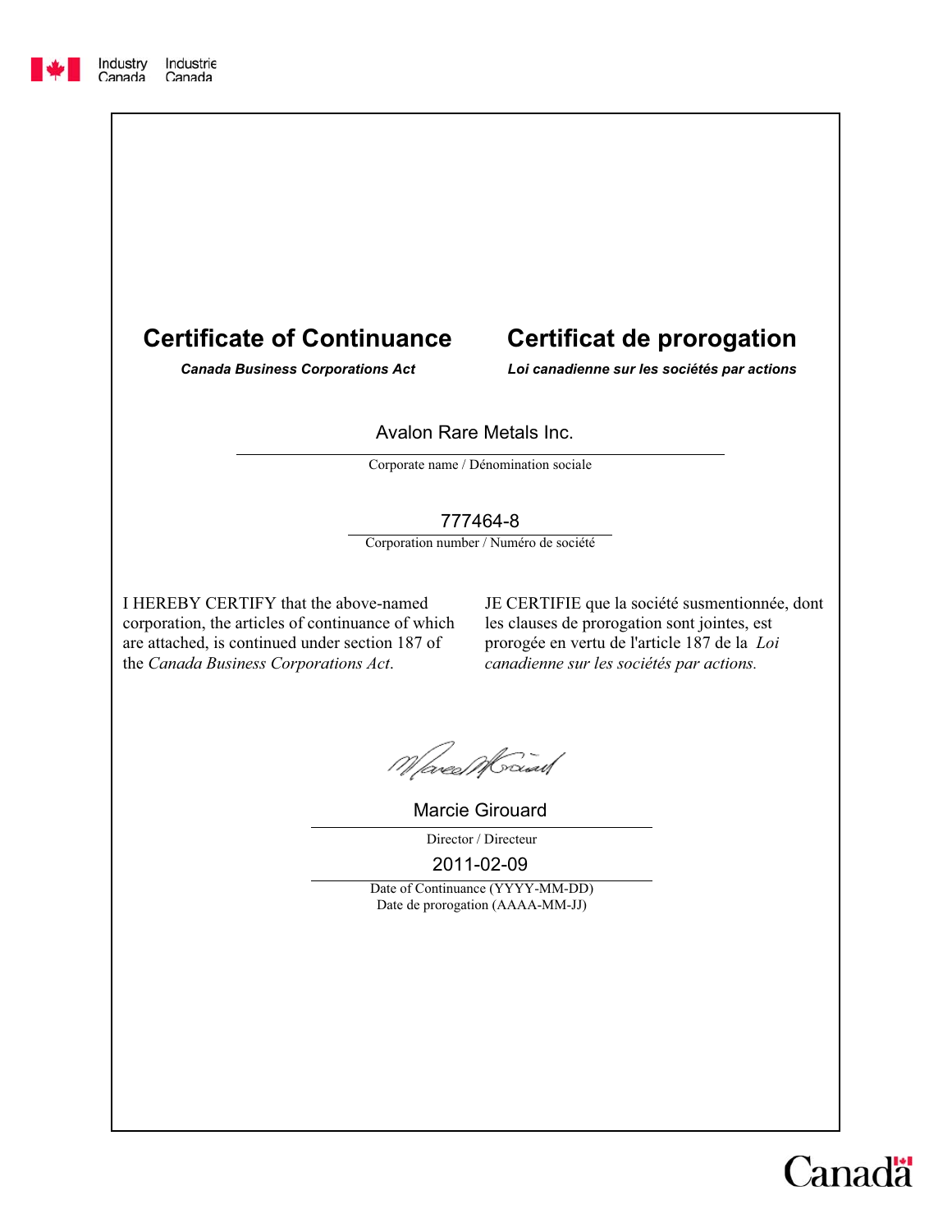Industry Canada Industrie Canada

# Certificate of Continuance

***Canada Business Corporations Act***

# Certificat de prorogation

***Loi canadienne sur les sociétés par actions***

Avalon Rare Metals Inc.

Corporate name / Dénomination sociale

777464-8

Corporation number / Numéro de société

I HEREBY CERTIFY that the above-named corporation, the articles of continuance of which are attached, is continued under section 187 of the *Canada Business Corporations Act*.

JE CERTIFIE que la société susmentionnée, dont les clauses de prorogation sont jointes, est prorogée en vertu de l'article 187 de la *Loi canadienne sur les sociétés par actions.*

Marcie Girouard

Director / Directeur

2011-02-09

Date of Continuance (YYYY-MM-DD)
Date de prorogation (AAAA-MM-JJ)

Canada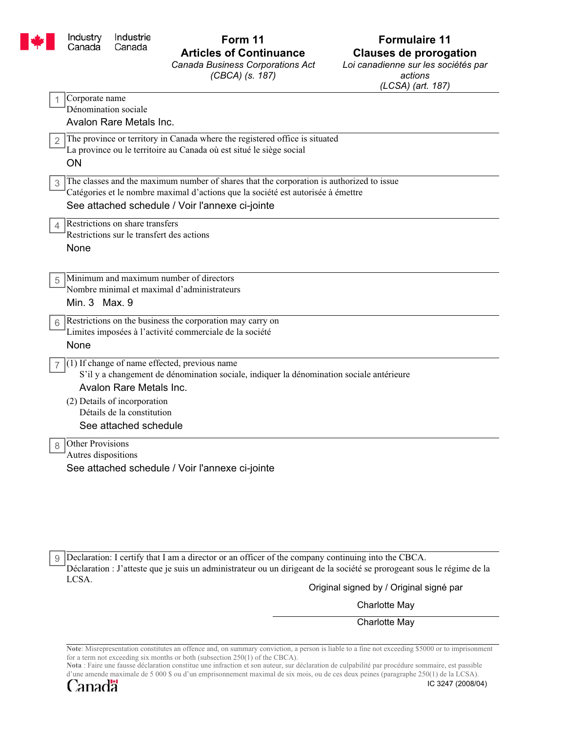Industry Canada / Industrie Canada

# Form 11 / Formulaire 11

## Articles of Continuance / Clauses de prorogation

*Canada Business Corporations Act (CBCA) (s. 187)*

*Loi canadienne sur les sociétés par actions (LCSA) (art. 187)*

**1** Corporate name
Dénomination sociale

Avalon Rare Metals Inc.

**2** The province or territory in Canada where the registered office is situated
La province ou le territoire au Canada où est situé le siège social

ON

**3** The classes and the maximum number of shares that the corporation is authorized to issue
Catégories et le nombre maximal d'actions que la société est autorisée à émettre

See attached schedule / Voir l'annexe ci-jointe

**4** Restrictions on share transfers
Restrictions sur le transfert des actions

None

**5** Minimum and maximum number of directors
Nombre minimal et maximal d'administrateurs

Min. 3 Max. 9

**6** Restrictions on the business the corporation may carry on
Limites imposées à l'activité commerciale de la société

None

**7** (1) If change of name effected, previous name
S'il y a changement de dénomination sociale, indiquer la dénomination sociale antérieure

Avalon Rare Metals Inc.

(2) Details of incorporation
Détails de la constitution

See attached schedule

**8** Other Provisions
Autres dispositions

See attached schedule / Voir l'annexe ci-jointe

**9** Declaration: I certify that I am a director or an officer of the company continuing into the CBCA.
Déclaration : J'atteste que je suis un administrateur ou un dirigeant de la société se prorogeant sous le régime de la LCSA.

Original signed by / Original signé par

Charlotte May

Charlotte May

**Note**: Misrepresentation constitutes an offence and, on summary conviction, a person is liable to a fine not exceeding $5000 or to imprisonment for a term not exceeding six months or both (subsection 250(1) of the CBCA).
**Nota** : Faire une fausse déclaration constitue une infraction et son auteur, sur déclaration de culpabilité par procédure sommaire, est passible d'une amende maximale de 5 000 $ ou d'un emprisonnement maximal de six mois, ou de ces deux peines (paragraphe 250(1) de la LCSA).

Canada

IC 3247 (2008/04)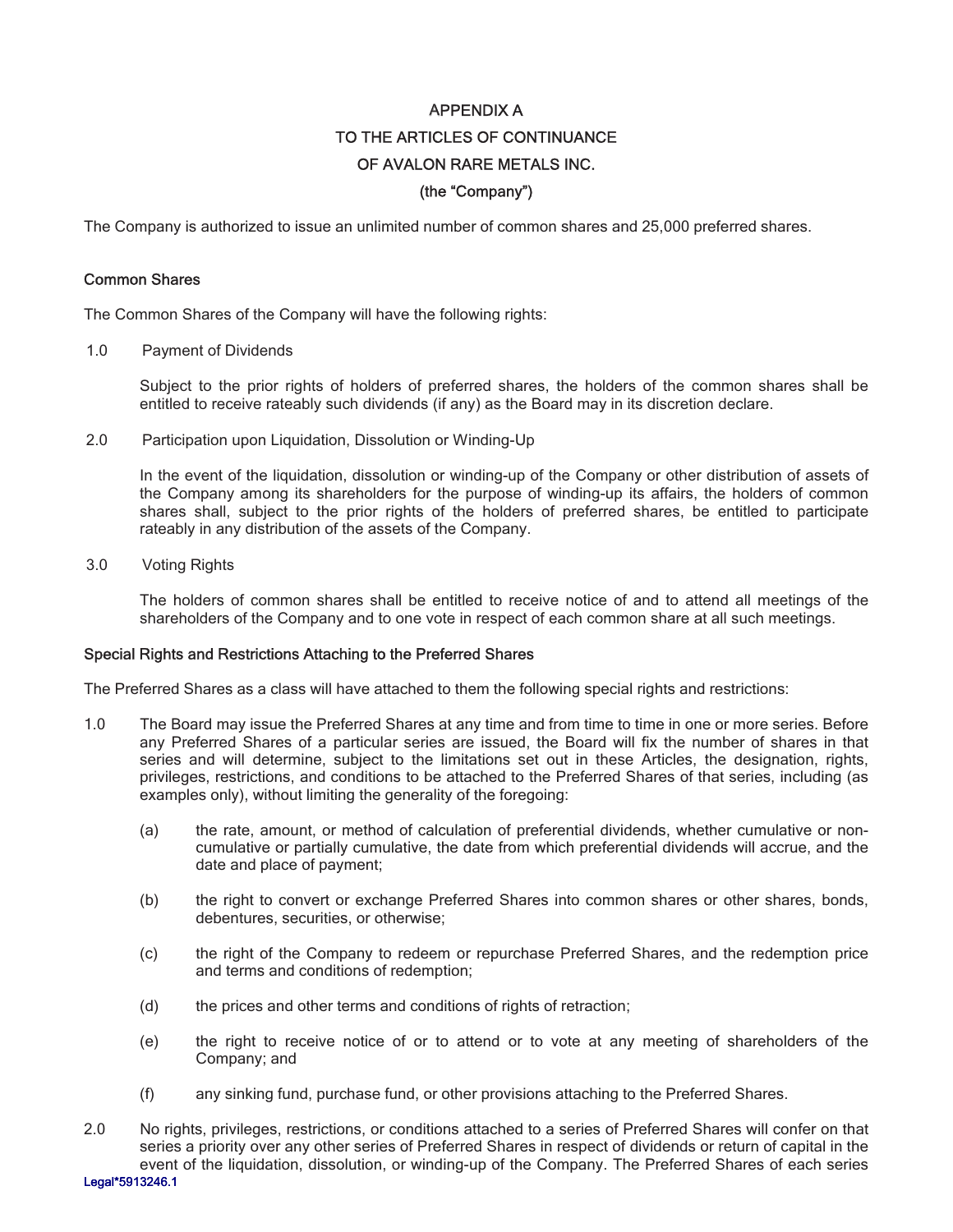# APPENDIX A
# TO THE ARTICLES OF CONTINUANCE
# OF AVALON RARE METALS INC.
# (the "Company")

The Company is authorized to issue an unlimited number of common shares and 25,000 preferred shares.

## Common Shares

The Common Shares of the Company will have the following rights:

1.0 Payment of Dividends

Subject to the prior rights of holders of preferred shares, the holders of the common shares shall be entitled to receive rateably such dividends (if any) as the Board may in its discretion declare.

2.0 Participation upon Liquidation, Dissolution or Winding-Up

In the event of the liquidation, dissolution or winding-up of the Company or other distribution of assets of the Company among its shareholders for the purpose of winding-up its affairs, the holders of common shares shall, subject to the prior rights of the holders of preferred shares, be entitled to participate rateably in any distribution of the assets of the Company.

3.0 Voting Rights

The holders of common shares shall be entitled to receive notice of and to attend all meetings of the shareholders of the Company and to one vote in respect of each common share at all such meetings.

## Special Rights and Restrictions Attaching to the Preferred Shares

The Preferred Shares as a class will have attached to them the following special rights and restrictions:

1.0 The Board may issue the Preferred Shares at any time and from time to time in one or more series. Before any Preferred Shares of a particular series are issued, the Board will fix the number of shares in that series and will determine, subject to the limitations set out in these Articles, the designation, rights, privileges, restrictions, and conditions to be attached to the Preferred Shares of that series, including (as examples only), without limiting the generality of the foregoing:

(a) the rate, amount, or method of calculation of preferential dividends, whether cumulative or non-cumulative or partially cumulative, the date from which preferential dividends will accrue, and the date and place of payment;

(b) the right to convert or exchange Preferred Shares into common shares or other shares, bonds, debentures, securities, or otherwise;

(c) the right of the Company to redeem or repurchase Preferred Shares, and the redemption price and terms and conditions of redemption;

(d) the prices and other terms and conditions of rights of retraction;

(e) the right to receive notice of or to attend or to vote at any meeting of shareholders of the Company; and

(f) any sinking fund, purchase fund, or other provisions attaching to the Preferred Shares.

2.0 No rights, privileges, restrictions, or conditions attached to a series of Preferred Shares will confer on that series a priority over any other series of Preferred Shares in respect of dividends or return of capital in the event of the liquidation, dissolution, or winding-up of the Company. The Preferred Shares of each series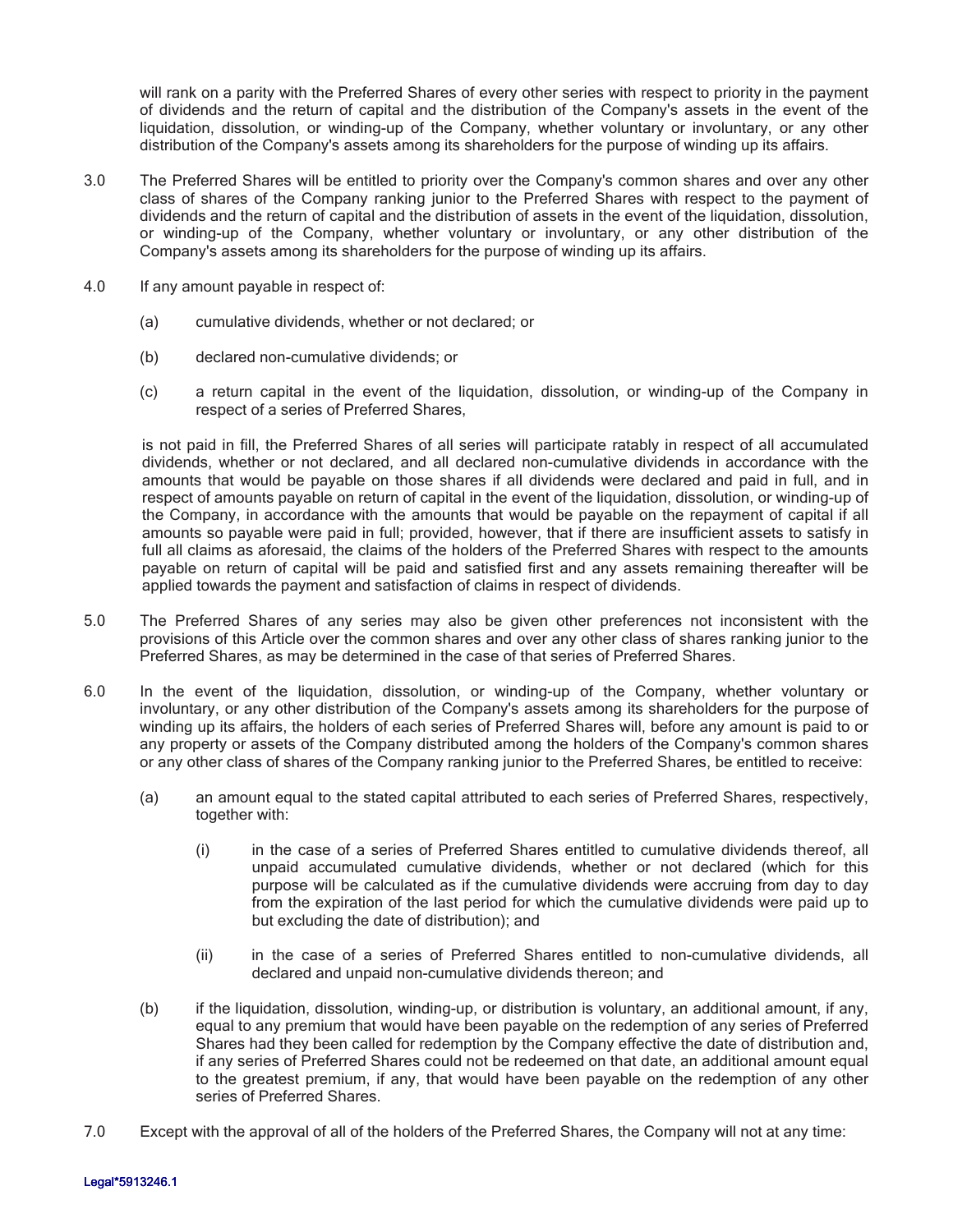will rank on a parity with the Preferred Shares of every other series with respect to priority in the payment of dividends and the return of capital and the distribution of the Company's assets in the event of the liquidation, dissolution, or winding-up of the Company, whether voluntary or involuntary, or any other distribution of the Company's assets among its shareholders for the purpose of winding up its affairs.

3.0 The Preferred Shares will be entitled to priority over the Company's common shares and over any other class of shares of the Company ranking junior to the Preferred Shares with respect to the payment of dividends and the return of capital and the distribution of assets in the event of the liquidation, dissolution, or winding-up of the Company, whether voluntary or involuntary, or any other distribution of the Company's assets among its shareholders for the purpose of winding up its affairs.

4.0 If any amount payable in respect of:

(a) cumulative dividends, whether or not declared; or

(b) declared non-cumulative dividends; or

(c) a return capital in the event of the liquidation, dissolution, or winding-up of the Company in respect of a series of Preferred Shares,

is not paid in fill, the Preferred Shares of all series will participate ratably in respect of all accumulated dividends, whether or not declared, and all declared non-cumulative dividends in accordance with the amounts that would be payable on those shares if all dividends were declared and paid in full, and in respect of amounts payable on return of capital in the event of the liquidation, dissolution, or winding-up of the Company, in accordance with the amounts that would be payable on the repayment of capital if all amounts so payable were paid in full; provided, however, that if there are insufficient assets to satisfy in full all claims as aforesaid, the claims of the holders of the Preferred Shares with respect to the amounts payable on return of capital will be paid and satisfied first and any assets remaining thereafter will be applied towards the payment and satisfaction of claims in respect of dividends.

5.0 The Preferred Shares of any series may also be given other preferences not inconsistent with the provisions of this Article over the common shares and over any other class of shares ranking junior to the Preferred Shares, as may be determined in the case of that series of Preferred Shares.

6.0 In the event of the liquidation, dissolution, or winding-up of the Company, whether voluntary or involuntary, or any other distribution of the Company's assets among its shareholders for the purpose of winding up its affairs, the holders of each series of Preferred Shares will, before any amount is paid to or any property or assets of the Company distributed among the holders of the Company's common shares or any other class of shares of the Company ranking junior to the Preferred Shares, be entitled to receive:

(a) an amount equal to the stated capital attributed to each series of Preferred Shares, respectively, together with:

(i) in the case of a series of Preferred Shares entitled to cumulative dividends thereof, all unpaid accumulated cumulative dividends, whether or not declared (which for this purpose will be calculated as if the cumulative dividends were accruing from day to day from the expiration of the last period for which the cumulative dividends were paid up to but excluding the date of distribution); and

(ii) in the case of a series of Preferred Shares entitled to non-cumulative dividends, all declared and unpaid non-cumulative dividends thereon; and

(b) if the liquidation, dissolution, winding-up, or distribution is voluntary, an additional amount, if any, equal to any premium that would have been payable on the redemption of any series of Preferred Shares had they been called for redemption by the Company effective the date of distribution and, if any series of Preferred Shares could not be redeemed on that date, an additional amount equal to the greatest premium, if any, that would have been payable on the redemption of any other series of Preferred Shares.

7.0 Except with the approval of all of the holders of the Preferred Shares, the Company will not at any time: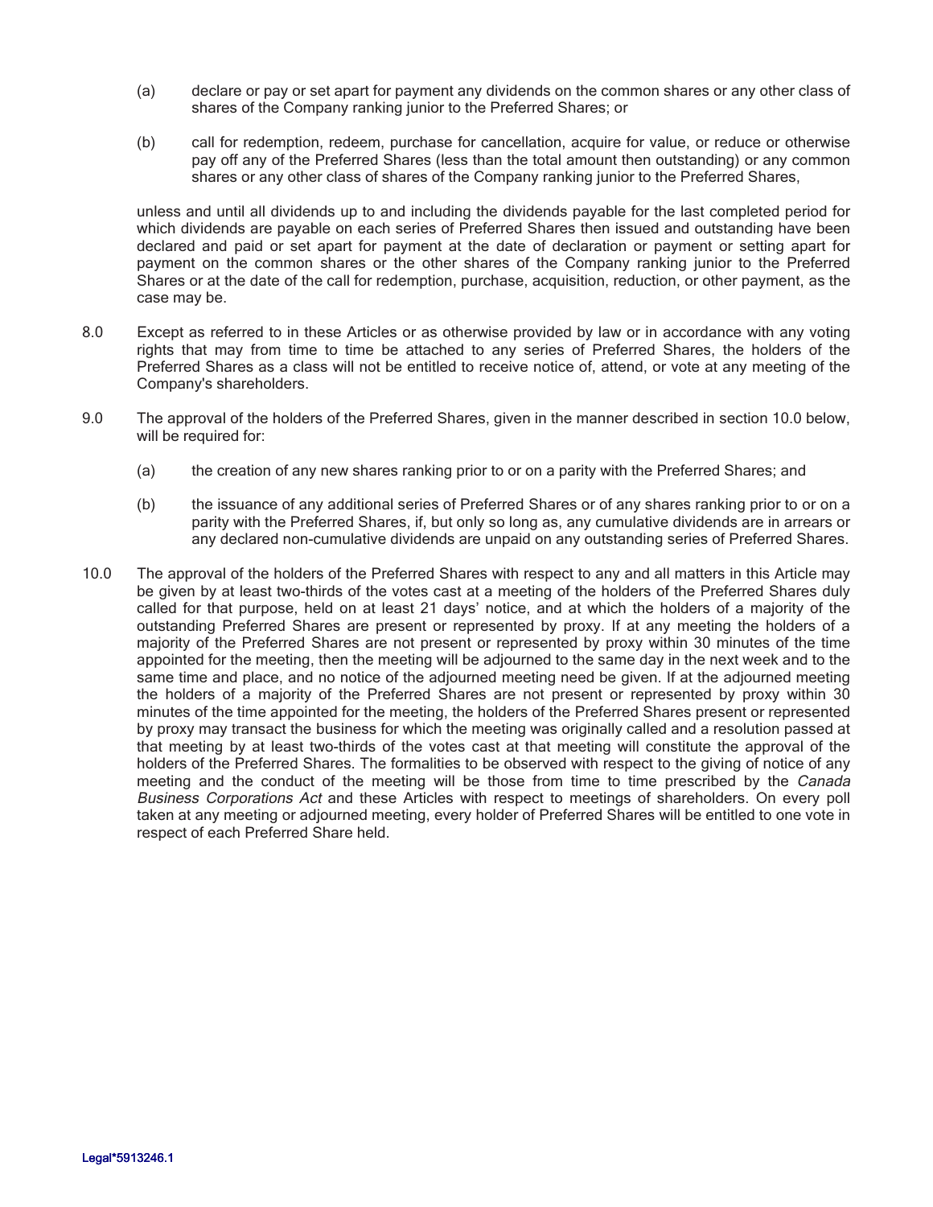(a) declare or pay or set apart for payment any dividends on the common shares or any other class of shares of the Company ranking junior to the Preferred Shares; or

(b) call for redemption, redeem, purchase for cancellation, acquire for value, or reduce or otherwise pay off any of the Preferred Shares (less than the total amount then outstanding) or any common shares or any other class of shares of the Company ranking junior to the Preferred Shares,

unless and until all dividends up to and including the dividends payable for the last completed period for which dividends are payable on each series of Preferred Shares then issued and outstanding have been declared and paid or set apart for payment at the date of declaration or payment or setting apart for payment on the common shares or the other shares of the Company ranking junior to the Preferred Shares or at the date of the call for redemption, purchase, acquisition, reduction, or other payment, as the case may be.

8.0 Except as referred to in these Articles or as otherwise provided by law or in accordance with any voting rights that may from time to time be attached to any series of Preferred Shares, the holders of the Preferred Shares as a class will not be entitled to receive notice of, attend, or vote at any meeting of the Company's shareholders.

9.0 The approval of the holders of the Preferred Shares, given in the manner described in section 10.0 below, will be required for:

(a) the creation of any new shares ranking prior to or on a parity with the Preferred Shares; and

(b) the issuance of any additional series of Preferred Shares or of any shares ranking prior to or on a parity with the Preferred Shares, if, but only so long as, any cumulative dividends are in arrears or any declared non-cumulative dividends are unpaid on any outstanding series of Preferred Shares.

10.0 The approval of the holders of the Preferred Shares with respect to any and all matters in this Article may be given by at least two-thirds of the votes cast at a meeting of the holders of the Preferred Shares duly called for that purpose, held on at least 21 days' notice, and at which the holders of a majority of the outstanding Preferred Shares are present or represented by proxy. If at any meeting the holders of a majority of the Preferred Shares are not present or represented by proxy within 30 minutes of the time appointed for the meeting, then the meeting will be adjourned to the same day in the next week and to the same time and place, and no notice of the adjourned meeting need be given. If at the adjourned meeting the holders of a majority of the Preferred Shares are not present or represented by proxy within 30 minutes of the time appointed for the meeting, the holders of the Preferred Shares present or represented by proxy may transact the business for which the meeting was originally called and a resolution passed at that meeting by at least two-thirds of the votes cast at that meeting will constitute the approval of the holders of the Preferred Shares. The formalities to be observed with respect to the giving of notice of any meeting and the conduct of the meeting will be those from time to time prescribed by the *Canada Business Corporations Act* and these Articles with respect to meetings of shareholders. On every poll taken at any meeting or adjourned meeting, every holder of Preferred Shares will be entitled to one vote in respect of each Preferred Share held.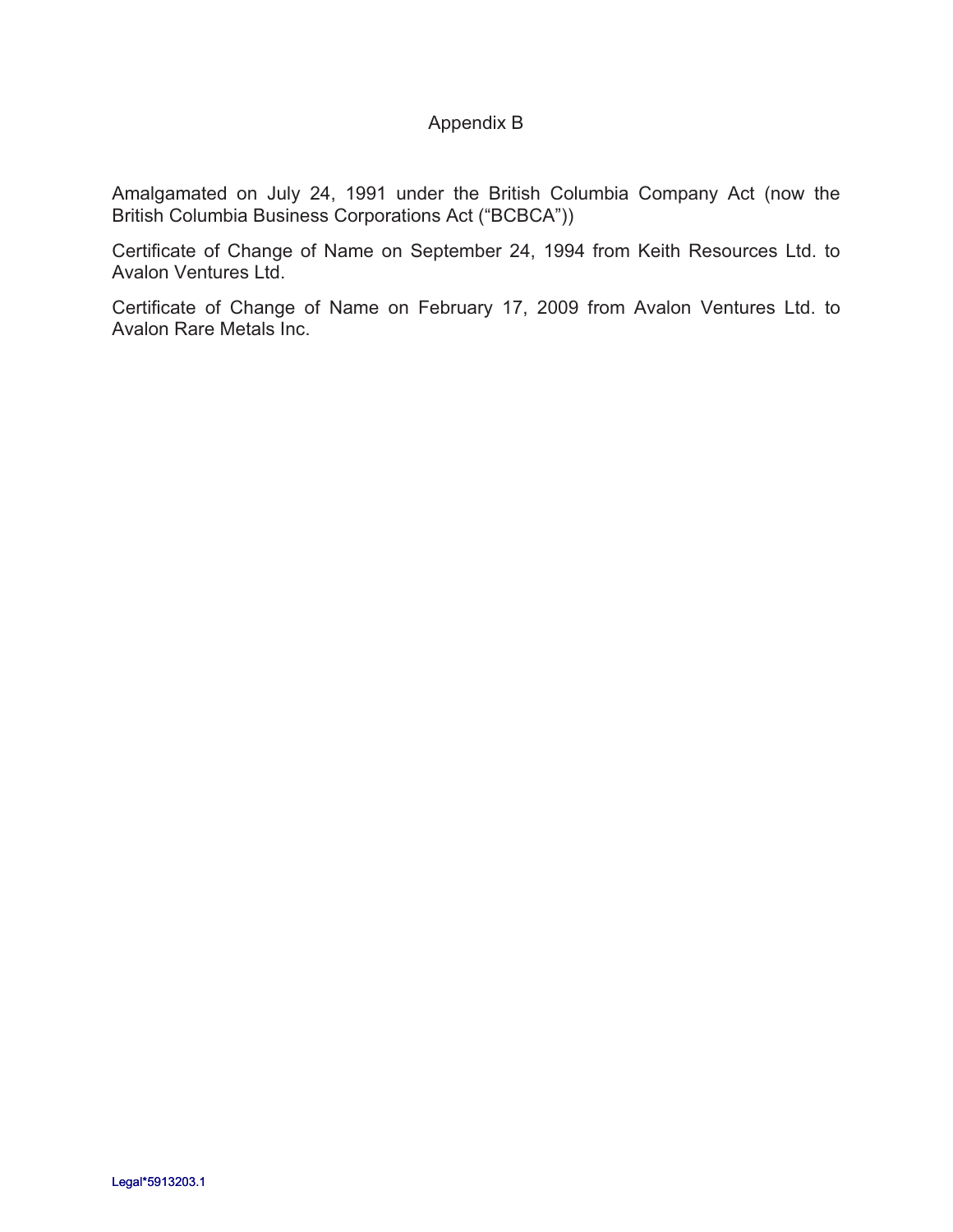# Appendix B

Amalgamated on July 24, 1991 under the British Columbia Company Act (now the British Columbia Business Corporations Act ("BCBCA"))

Certificate of Change of Name on September 24, 1994 from Keith Resources Ltd. to Avalon Ventures Ltd.

Certificate of Change of Name on February 17, 2009 from Avalon Ventures Ltd. to Avalon Rare Metals Inc.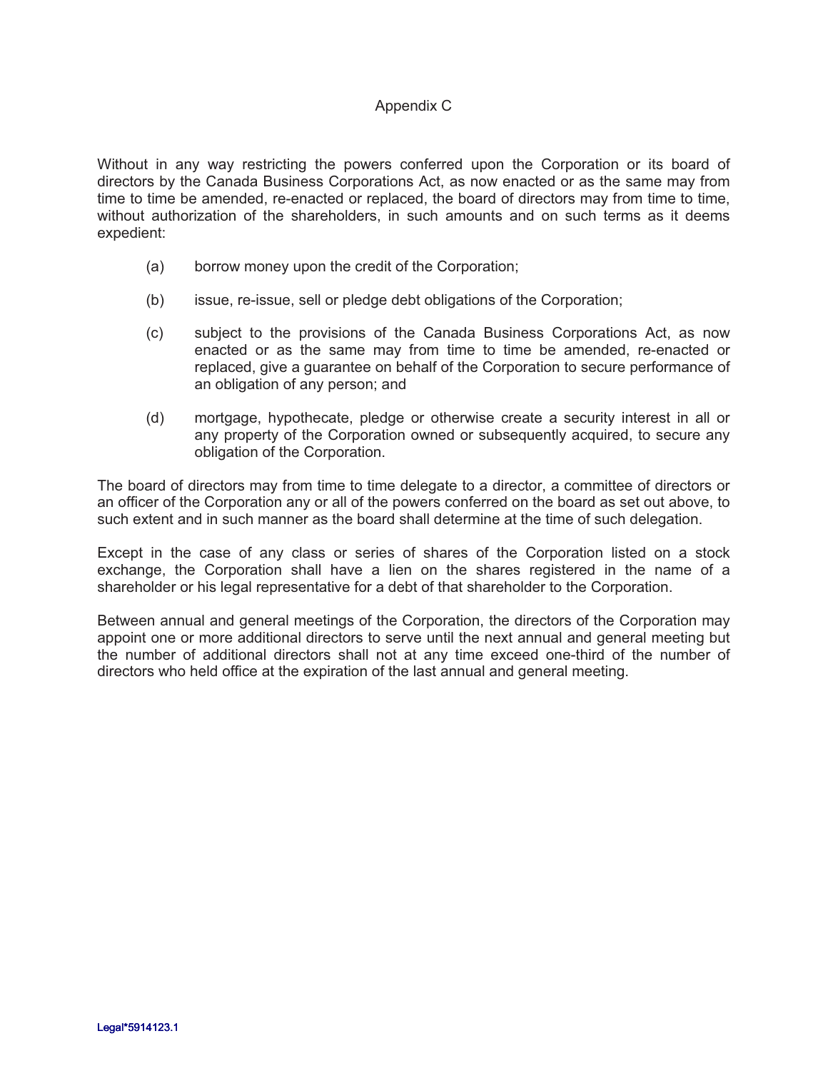# Appendix C

Without in any way restricting the powers conferred upon the Corporation or its board of directors by the Canada Business Corporations Act, as now enacted or as the same may from time to time be amended, re-enacted or replaced, the board of directors may from time to time, without authorization of the shareholders, in such amounts and on such terms as it deems expedient:

(a) borrow money upon the credit of the Corporation;

(b) issue, re-issue, sell or pledge debt obligations of the Corporation;

(c) subject to the provisions of the Canada Business Corporations Act, as now enacted or as the same may from time to time be amended, re-enacted or replaced, give a guarantee on behalf of the Corporation to secure performance of an obligation of any person; and

(d) mortgage, hypothecate, pledge or otherwise create a security interest in all or any property of the Corporation owned or subsequently acquired, to secure any obligation of the Corporation.

The board of directors may from time to time delegate to a director, a committee of directors or an officer of the Corporation any or all of the powers conferred on the board as set out above, to such extent and in such manner as the board shall determine at the time of such delegation.

Except in the case of any class or series of shares of the Corporation listed on a stock exchange, the Corporation shall have a lien on the shares registered in the name of a shareholder or his legal representative for a debt of that shareholder to the Corporation.

Between annual and general meetings of the Corporation, the directors of the Corporation may appoint one or more additional directors to serve until the next annual and general meeting but the number of additional directors shall not at any time exceed one-third of the number of directors who held office at the expiration of the last annual and general meeting.

Legal*5914123.1